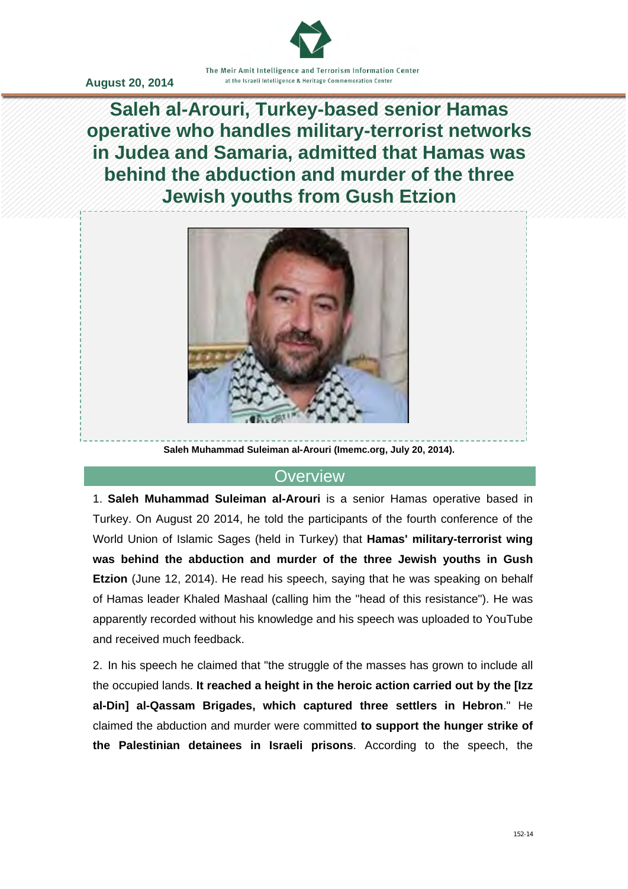August 20, 2014

# Saleh al-Arouri, Turkey-based senior Hamas operative who handles military-terrorist networks in Judea and Samaria, admitted that Hamas was behind the abduction and murder of the three Jewish youths from Gush Etzion

**Saleh Muhammad Suleiman al-Arouri (Imemc.org, July 20, 2014).**

## Overview

1. **Saleh Muhammad Suleiman al-Arouri** is a senior Hamas operative based in Turkey. On August 20 2014, he told the participants of the fourth conference of the World Union of Islamic Sages (held in Turkey) that **Hamas' military-terrorist wing was behind the abduction and murder of the three Jewish youths in Gush Etzion** (June 12, 2014). He read his speech, saying that he was speaking on behalf of Hamas leader Khaled Mashaal (calling him the "head of this resistance"). He was apparently recorded without his knowledge and his speech was uploaded to YouTube and received much feedback.

2. In his speech he claimed that "the struggle of the masses has grown to include all the occupied lands. **It reached a height in the heroic action carried out by the [Izz al-Din] al-Qassam Brigades, which captured three settlers in Hebron**." He claimed the abduction and murder were committed **to support the hunger strike of the Palestinian detainees in Israeli prisons**. According to the speech, the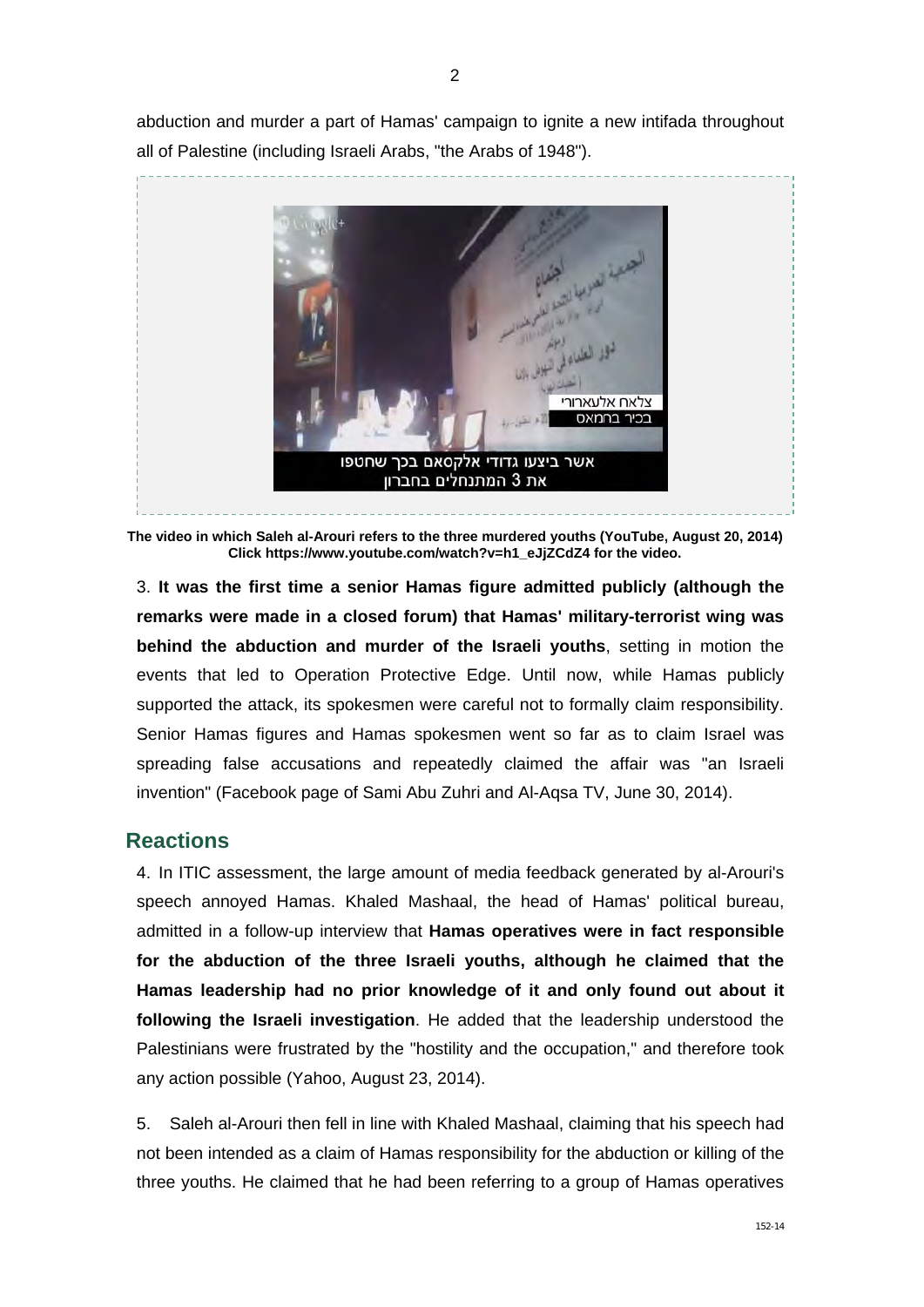abduction and murder a part of Hamas' campaign to ignite a new intifada throughout all of Palestine (including Israeli Arabs, "the Arabs of 1948").

**The video in which Saleh al-Arouri refers to the three murdered youths (YouTube, August 20, 2014) Click https://www.youtube.com/watch?v=h1_eJjZCdZ4 for the video.**

3. **It was the first time a senior Hamas figure admitted publicly (although the remarks were made in a closed forum) that Hamas' military-terrorist wing was behind the abduction and murder of the Israeli youths**, setting in motion the events that led to Operation Protective Edge. Until now, while Hamas publicly supported the attack, its spokesmen were careful not to formally claim responsibility. Senior Hamas figures and Hamas spokesmen went so far as to claim Israel was spreading false accusations and repeatedly claimed the affair was "an Israeli invention" (Facebook page of Sami Abu Zuhri and Al-Aqsa TV, June 30, 2014).

## Reactions

4. In ITIC assessment, the large amount of media feedback generated by al-Arouri's speech annoyed Hamas. Khaled Mashaal, the head of Hamas' political bureau, admitted in a follow-up interview that **Hamas operatives were in fact responsible for the abduction of the three Israeli youths, although he claimed that the Hamas leadership had no prior knowledge of it and only found out about it following the Israeli investigation**. He added that the leadership understood the Palestinians were frustrated by the "hostility and the occupation," and therefore took any action possible (Yahoo, August 23, 2014).

5. Saleh al-Arouri then fell in line with Khaled Mashaal, claiming that his speech had not been intended as a claim of Hamas responsibility for the abduction or killing of the three youths. He claimed that he had been referring to a group of Hamas operatives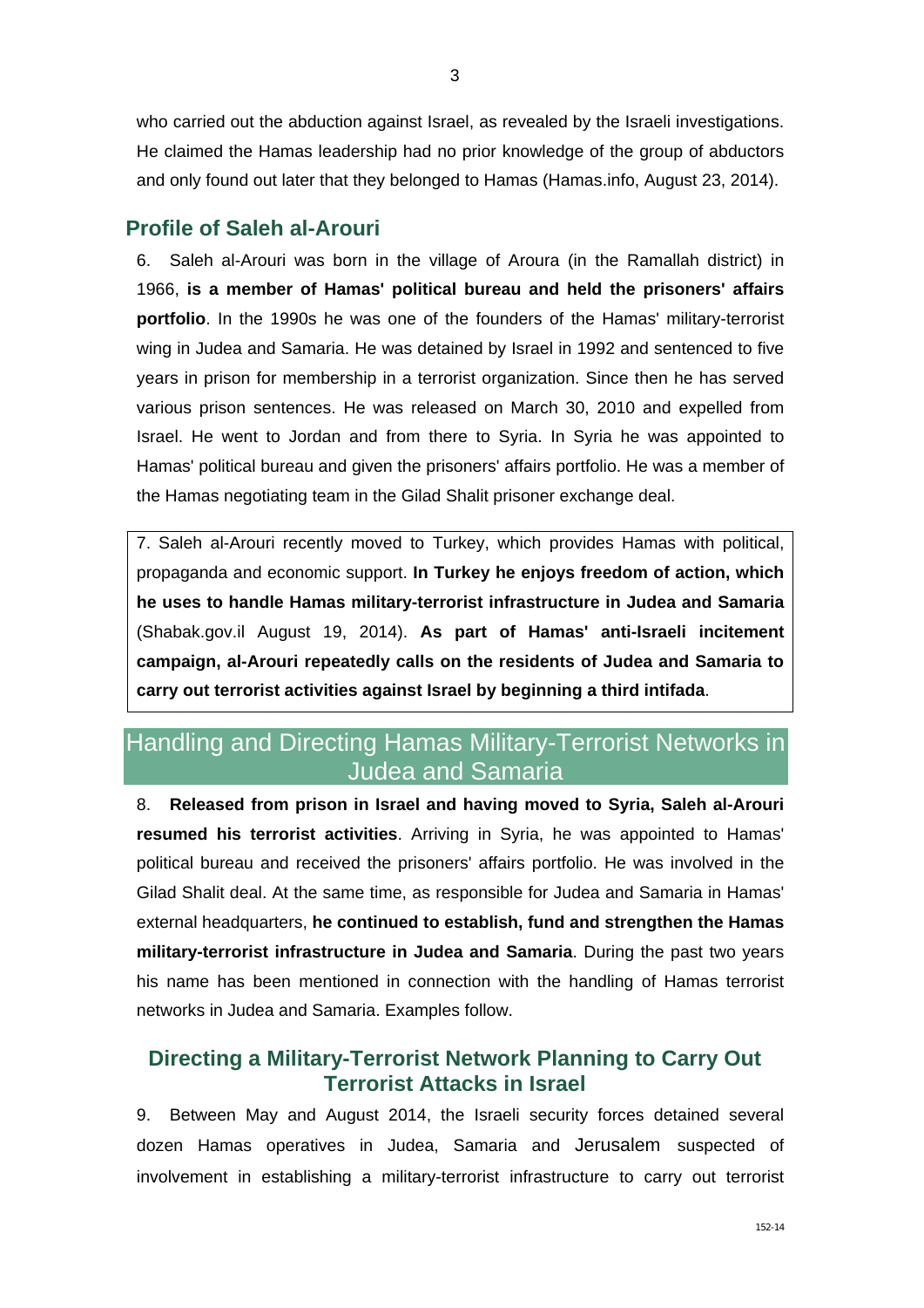who carried out the abduction against Israel, as revealed by the Israeli investigations. He claimed the Hamas leadership had no prior knowledge of the group of abductors and only found out later that they belonged to Hamas (Hamas.info, August 23, 2014).

## Profile of Saleh al-Arouri

6. Saleh al-Arouri was born in the village of Aroura (in the Ramallah district) in 1966, **is a member of Hamas' political bureau and held the prisoners' affairs portfolio**. In the 1990s he was one of the founders of the Hamas' military-terrorist wing in Judea and Samaria. He was detained by Israel in 1992 and sentenced to five years in prison for membership in a terrorist organization. Since then he has served various prison sentences. He was released on March 30, 2010 and expelled from Israel. He went to Jordan and from there to Syria. In Syria he was appointed to Hamas' political bureau and given the prisoners' affairs portfolio. He was a member of the Hamas negotiating team in the Gilad Shalit prisoner exchange deal.

7. Saleh al-Arouri recently moved to Turkey, which provides Hamas with political, propaganda and economic support. **In Turkey he enjoys freedom of action, which he uses to handle Hamas military-terrorist infrastructure in Judea and Samaria** (Shabak.gov.il August 19, 2014). **As part of Hamas' anti-Israeli incitement campaign, al-Arouri repeatedly calls on the residents of Judea and Samaria to carry out terrorist activities against Israel by beginning a third intifada**.

# Handling and Directing Hamas Military-Terrorist Networks in Judea and Samaria

8. **Released from prison in Israel and having moved to Syria, Saleh al-Arouri resumed his terrorist activities**. Arriving in Syria, he was appointed to Hamas' political bureau and received the prisoners' affairs portfolio. He was involved in the Gilad Shalit deal. At the same time, as responsible for Judea and Samaria in Hamas' external headquarters, **he continued to establish, fund and strengthen the Hamas military-terrorist infrastructure in Judea and Samaria**. During the past two years his name has been mentioned in connection with the handling of Hamas terrorist networks in Judea and Samaria. Examples follow.

## Directing a Military-Terrorist Network Planning to Carry Out Terrorist Attacks in Israel

9. Between May and August 2014, the Israeli security forces detained several dozen Hamas operatives in Judea, Samaria and Jerusalem suspected of involvement in establishing a military-terrorist infrastructure to carry out terrorist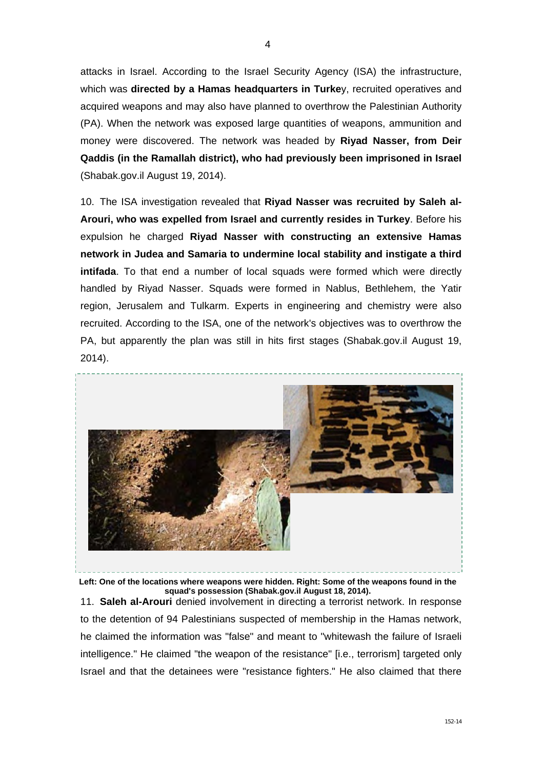attacks in Israel. According to the Israel Security Agency (ISA) the infrastructure, which was **directed by a Hamas headquarters in Turke**y, recruited operatives and acquired weapons and may also have planned to overthrow the Palestinian Authority (PA). When the network was exposed large quantities of weapons, ammunition and money were discovered. The network was headed by **Riyad Nasser, from Deir Qaddis (in the Ramallah district), who had previously been imprisoned in Israel** (Shabak.gov.il August 19, 2014).

10. The ISA investigation revealed that **Riyad Nasser was recruited by Saleh al-Arouri, who was expelled from Israel and currently resides in Turkey**. Before his expulsion he charged **Riyad Nasser with constructing an extensive Hamas network in Judea and Samaria to undermine local stability and instigate a third intifada**. To that end a number of local squads were formed which were directly handled by Riyad Nasser. Squads were formed in Nablus, Bethlehem, the Yatir region, Jerusalem and Tulkarm. Experts in engineering and chemistry were also recruited. According to the ISA, one of the network's objectives was to overthrow the PA, but apparently the plan was still in hits first stages (Shabak.gov.il August 19, 2014).

**Left: One of the locations where weapons were hidden. Right: Some of the weapons found in the squad's possession (Shabak.gov.il August 18, 2014).**

11. **Saleh al-Arouri** denied involvement in directing a terrorist network. In response to the detention of 94 Palestinians suspected of membership in the Hamas network, he claimed the information was "false" and meant to "whitewash the failure of Israeli intelligence." He claimed "the weapon of the resistance" [i.e., terrorism] targeted only Israel and that the detainees were "resistance fighters." He also claimed that there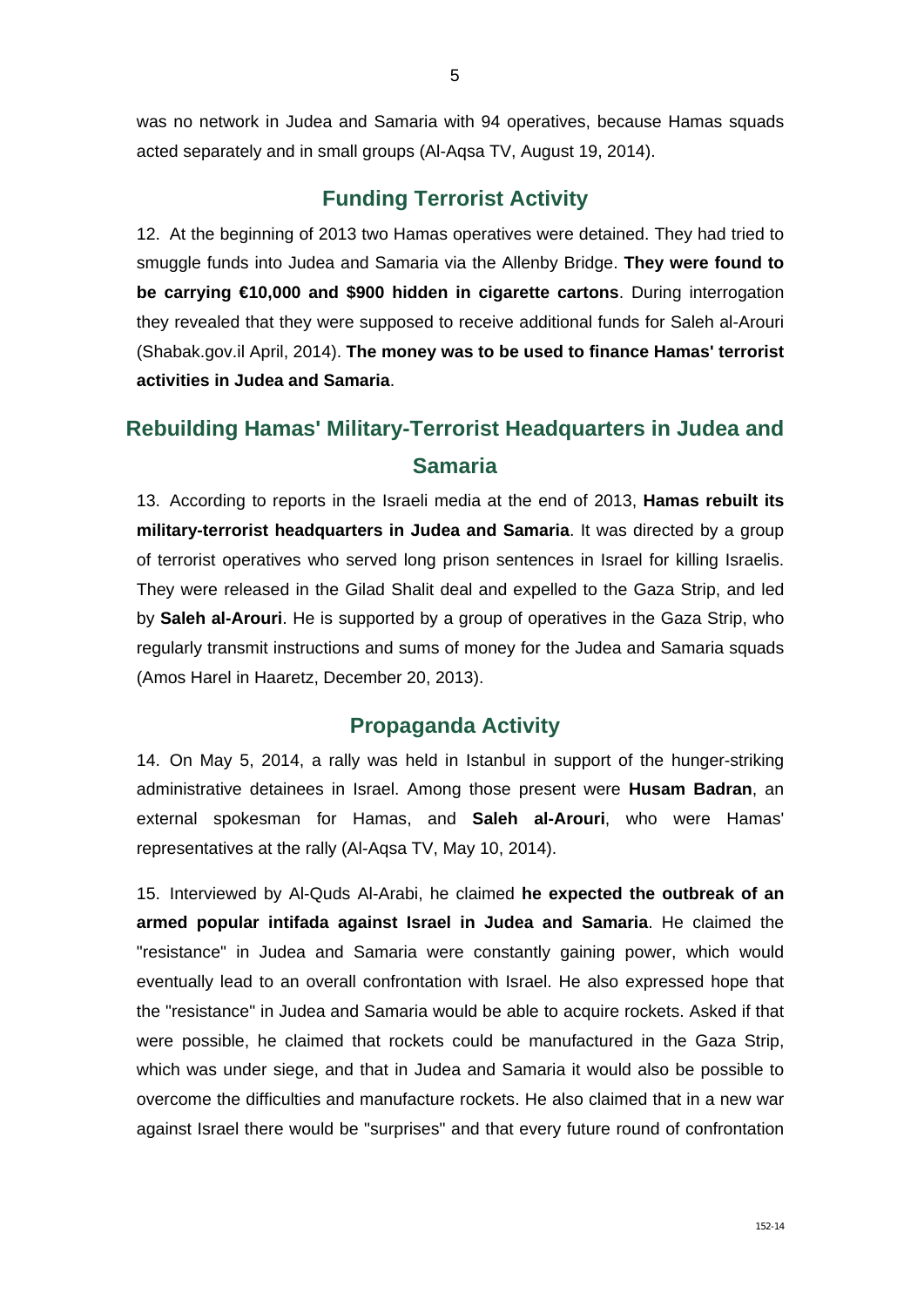was no network in Judea and Samaria with 94 operatives, because Hamas squads acted separately and in small groups (Al-Aqsa TV, August 19, 2014).

## Funding Terrorist Activity

12. At the beginning of 2013 two Hamas operatives were detained. They had tried to smuggle funds into Judea and Samaria via the Allenby Bridge. **They were found to be carrying €10,000 and $900 hidden in cigarette cartons**. During interrogation they revealed that they were supposed to receive additional funds for Saleh al-Arouri (Shabak.gov.il April, 2014). **The money was to be used to finance Hamas' terrorist activities in Judea and Samaria**.

## Rebuilding Hamas' Military-Terrorist Headquarters in Judea and Samaria

13. According to reports in the Israeli media at the end of 2013, **Hamas rebuilt its military-terrorist headquarters in Judea and Samaria**. It was directed by a group of terrorist operatives who served long prison sentences in Israel for killing Israelis. They were released in the Gilad Shalit deal and expelled to the Gaza Strip, and led by **Saleh al-Arouri**. He is supported by a group of operatives in the Gaza Strip, who regularly transmit instructions and sums of money for the Judea and Samaria squads (Amos Harel in Haaretz, December 20, 2013).

## Propaganda Activity

14. On May 5, 2014, a rally was held in Istanbul in support of the hunger-striking administrative detainees in Israel. Among those present were **Husam Badran**, an external spokesman for Hamas, and **Saleh al-Arouri**, who were Hamas' representatives at the rally (Al-Aqsa TV, May 10, 2014).

15. Interviewed by Al-Quds Al-Arabi, he claimed **he expected the outbreak of an armed popular intifada against Israel in Judea and Samaria**. He claimed the "resistance" in Judea and Samaria were constantly gaining power, which would eventually lead to an overall confrontation with Israel. He also expressed hope that the "resistance" in Judea and Samaria would be able to acquire rockets. Asked if that were possible, he claimed that rockets could be manufactured in the Gaza Strip, which was under siege, and that in Judea and Samaria it would also be possible to overcome the difficulties and manufacture rockets. He also claimed that in a new war against Israel there would be "surprises" and that every future round of confrontation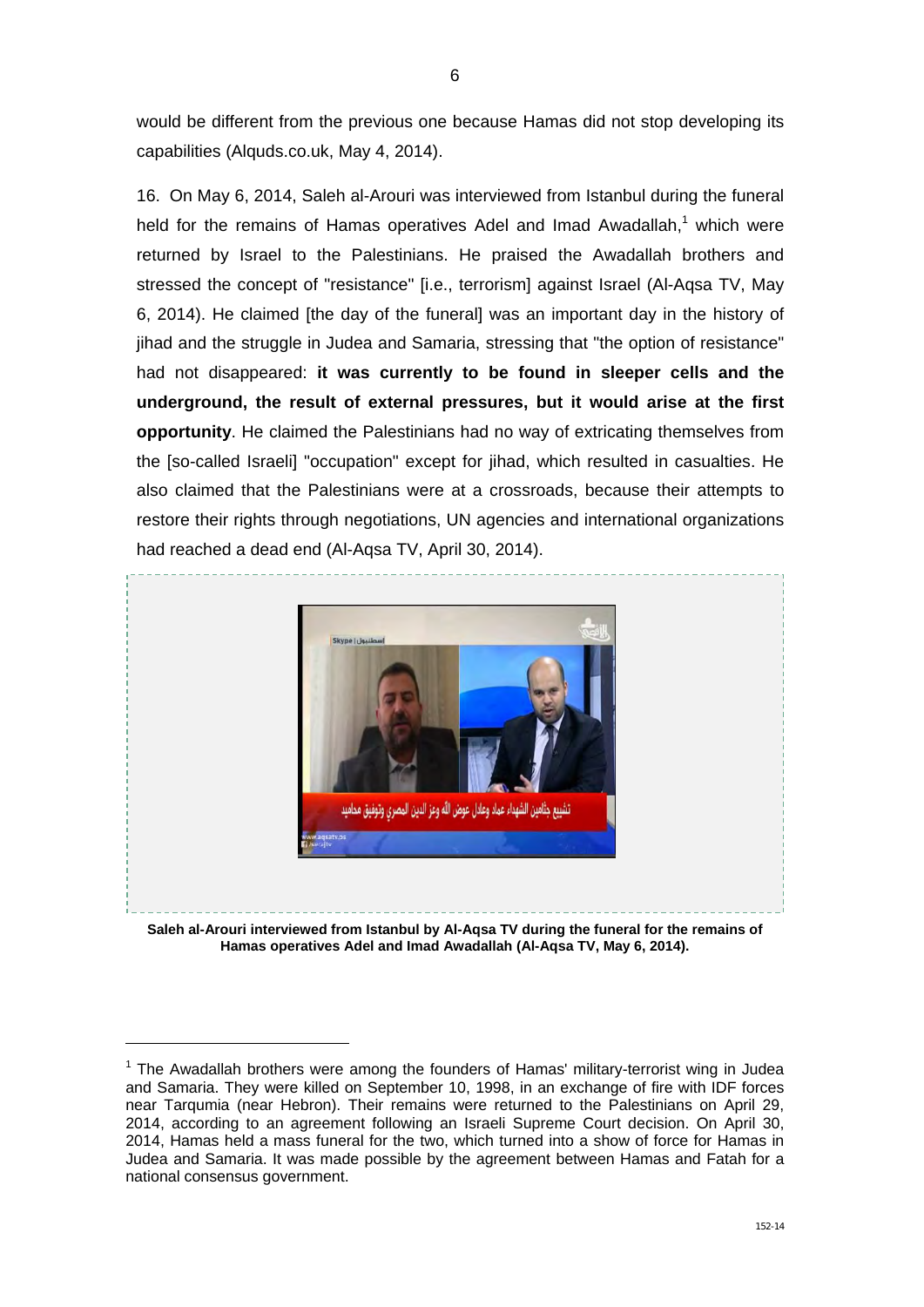would be different from the previous one because Hamas did not stop developing its capabilities (Alquds.co.uk, May 4, 2014).

16. On May 6, 2014, Saleh al-Arouri was interviewed from Istanbul during the funeral held for the remains of Hamas operatives Adel and Imad Awadallah,[1] which were returned by Israel to the Palestinians. He praised the Awadallah brothers and stressed the concept of "resistance" [i.e., terrorism] against Israel (Al-Aqsa TV, May 6, 2014). He claimed [the day of the funeral] was an important day in the history of jihad and the struggle in Judea and Samaria, stressing that "the option of resistance" had not disappeared: **it was currently to be found in sleeper cells and the underground, the result of external pressures, but it would arise at the first opportunity**. He claimed the Palestinians had no way of extricating themselves from the [so-called Israeli] "occupation" except for jihad, which resulted in casualties. He also claimed that the Palestinians were at a crossroads, because their attempts to restore their rights through negotiations, UN agencies and international organizations had reached a dead end (Al-Aqsa TV, April 30, 2014).

**Saleh al-Arouri interviewed from Istanbul by Al-Aqsa TV during the funeral for the remains of Hamas operatives Adel and Imad Awadallah (Al-Aqsa TV, May 6, 2014).**

---

[1] The Awadallah brothers were among the founders of Hamas' military-terrorist wing in Judea and Samaria. They were killed on September 10, 1998, in an exchange of fire with IDF forces near Tarqumia (near Hebron). Their remains were returned to the Palestinians on April 29, 2014, according to an agreement following an Israeli Supreme Court decision. On April 30, 2014, Hamas held a mass funeral for the two, which turned into a show of force for Hamas in Judea and Samaria. It was made possible by the agreement between Hamas and Fatah for a national consensus government.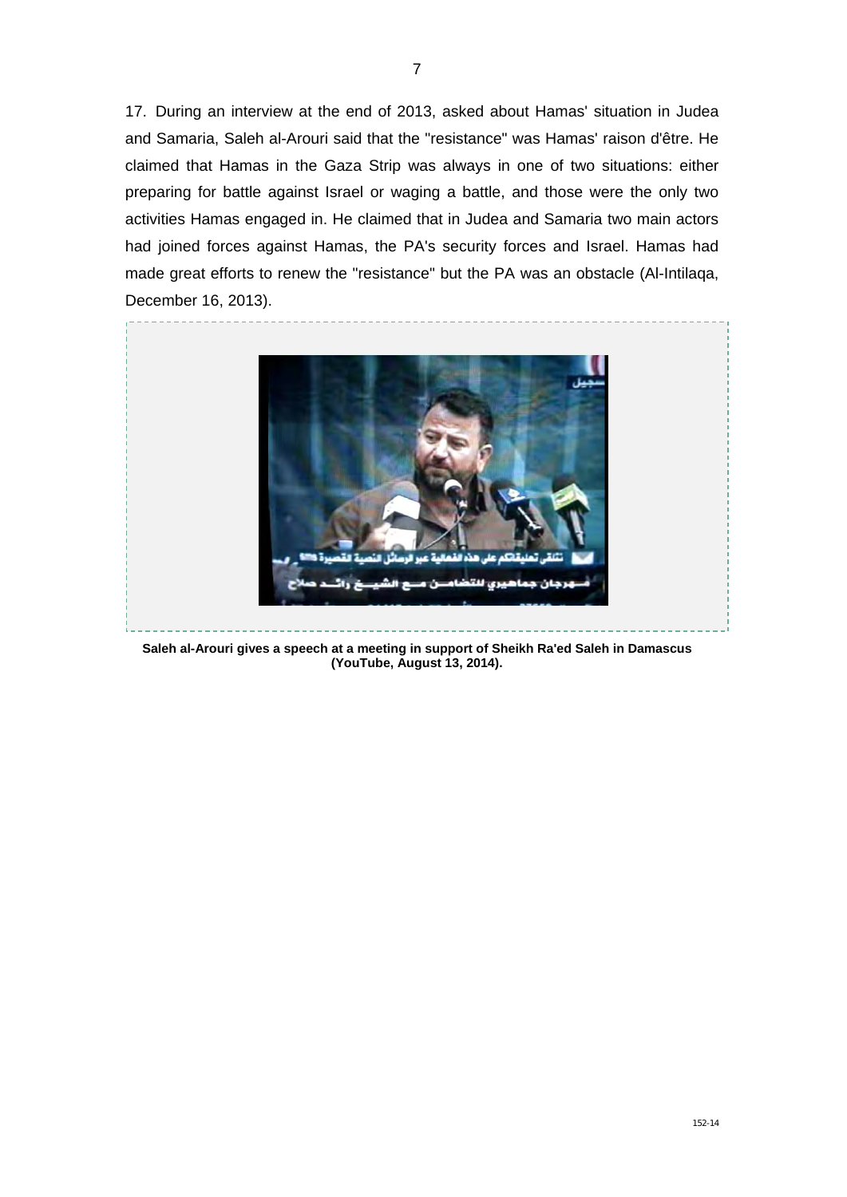17. During an interview at the end of 2013, asked about Hamas' situation in Judea and Samaria, Saleh al-Arouri said that the "resistance" was Hamas' raison d'être. He claimed that Hamas in the Gaza Strip was always in one of two situations: either preparing for battle against Israel or waging a battle, and those were the only two activities Hamas engaged in. He claimed that in Judea and Samaria two main actors had joined forces against Hamas, the PA's security forces and Israel. Hamas had made great efforts to renew the "resistance" but the PA was an obstacle (Al-Intilaqa, December 16, 2013).

**Saleh al-Arouri gives a speech at a meeting in support of Sheikh Ra'ed Saleh in Damascus (YouTube, August 13, 2014).**